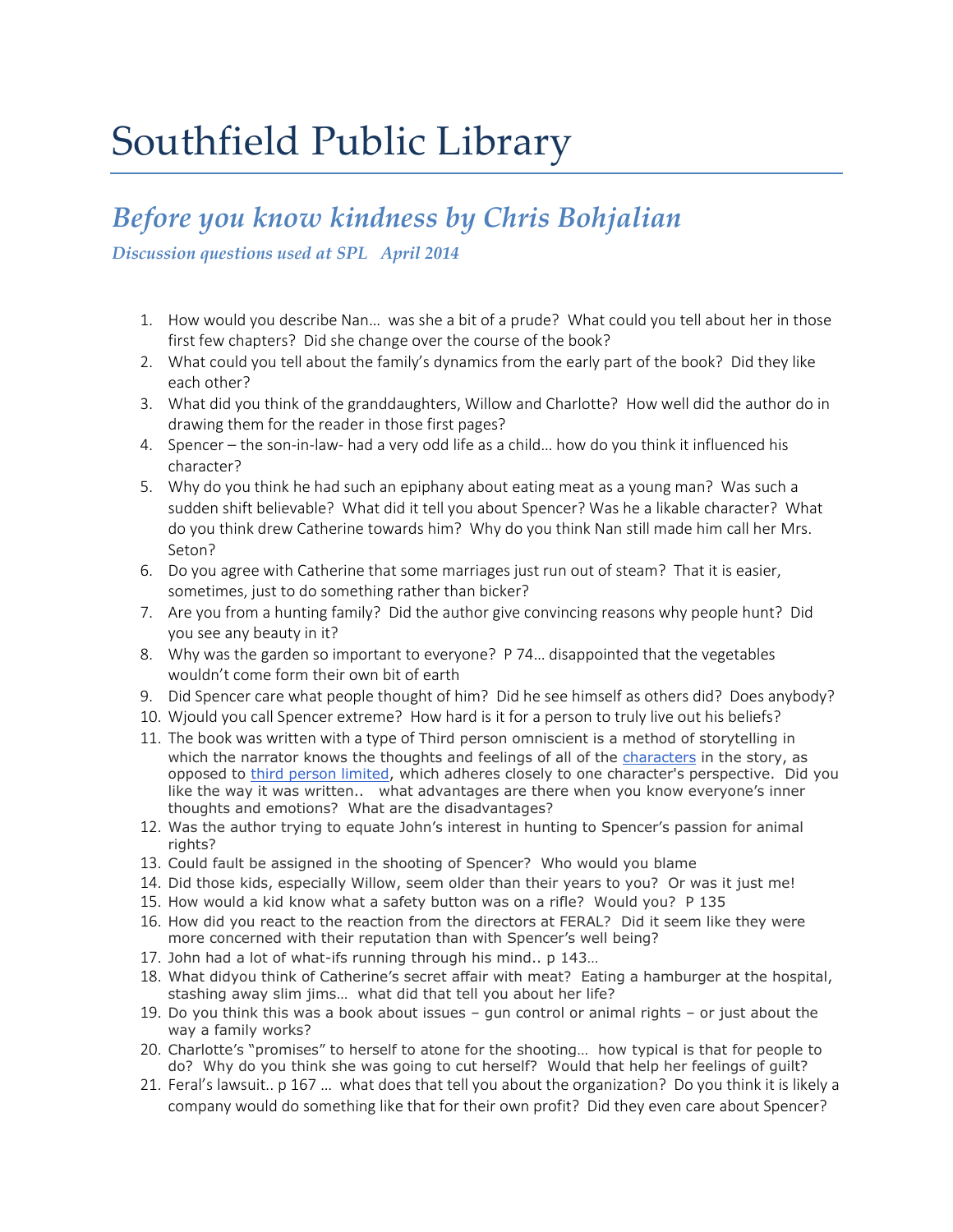# Southfield Public Library

## *Before you know kindness by Chris Bohjalian*

***Discussion questions used at SPL   April 2014***

1. How would you describe Nan… was she a bit of a prude? What could you tell about her in those first few chapters? Did she change over the course of the book?
2. What could you tell about the family's dynamics from the early part of the book? Did they like each other?
3. What did you think of the granddaughters, Willow and Charlotte? How well did the author do in drawing them for the reader in those first pages?
4. Spencer – the son-in-law- had a very odd life as a child… how do you think it influenced his character?
5. Why do you think he had such an epiphany about eating meat as a young man? Was such a sudden shift believable? What did it tell you about Spencer? Was he a likable character? What do you think drew Catherine towards him? Why do you think Nan still made him call her Mrs. Seton?
6. Do you agree with Catherine that some marriages just run out of steam? That it is easier, sometimes, just to do something rather than bicker?
7. Are you from a hunting family? Did the author give convincing reasons why people hunt? Did you see any beauty in it?
8. Why was the garden so important to everyone? P 74… disappointed that the vegetables wouldn't come form their own bit of earth
9. Did Spencer care what people thought of him? Did he see himself as others did? Does anybody?
10. Wjould you call Spencer extreme? How hard is it for a person to truly live out his beliefs?
11. The book was written with a type of Third person omniscient is a method of storytelling in which the narrator knows the thoughts and feelings of all of the [characters] in the story, as opposed to [third person limited], which adheres closely to one character's perspective. Did you like the way it was written.. what advantages are there when you know everyone's inner thoughts and emotions? What are the disadvantages?
12. Was the author trying to equate John's interest in hunting to Spencer's passion for animal rights?
13. Could fault be assigned in the shooting of Spencer? Who would you blame
14. Did those kids, especially Willow, seem older than their years to you? Or was it just me!
15. How would a kid know what a safety button was on a rifle? Would you? P 135
16. How did you react to the reaction from the directors at FERAL? Did it seem like they were more concerned with their reputation than with Spencer's well being?
17. John had a lot of what-ifs running through his mind.. p 143…
18. What didyou think of Catherine's secret affair with meat? Eating a hamburger at the hospital, stashing away slim jims… what did that tell you about her life?
19. Do you think this was a book about issues – gun control or animal rights – or just about the way a family works?
20. Charlotte's "promises" to herself to atone for the shooting… how typical is that for people to do? Why do you think she was going to cut herself? Would that help her feelings of guilt?
21. Feral's lawsuit.. p 167 … what does that tell you about the organization? Do you think it is likely a company would do something like that for their own profit? Did they even care about Spencer?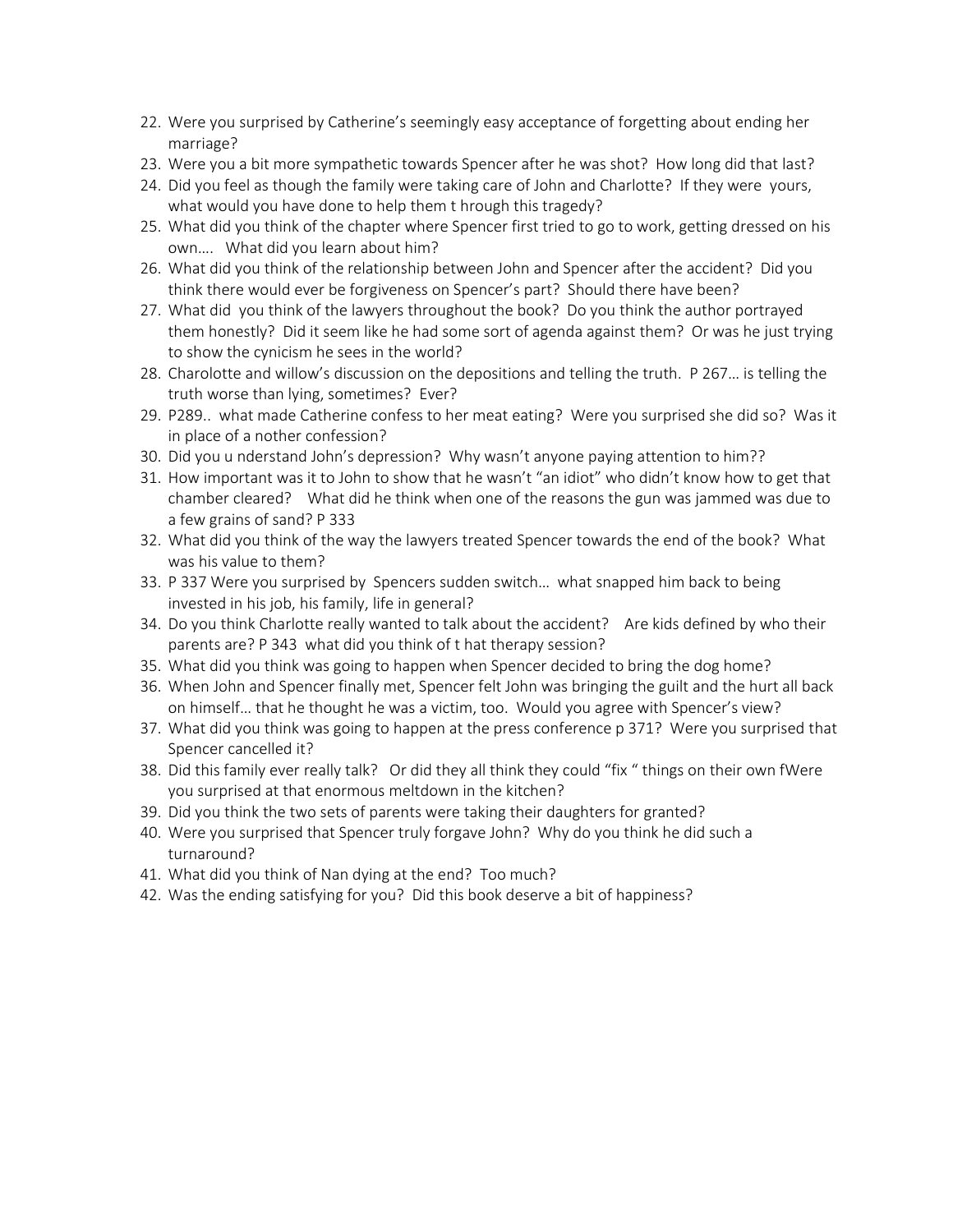22. Were you surprised by Catherine's seemingly easy acceptance of forgetting about ending her marriage?
23. Were you a bit more sympathetic towards Spencer after he was shot? How long did that last?
24. Did you feel as though the family were taking care of John and Charlotte? If they were yours, what would you have done to help them t hrough this tragedy?
25. What did you think of the chapter where Spencer first tried to go to work, getting dressed on his own…. What did you learn about him?
26. What did you think of the relationship between John and Spencer after the accident? Did you think there would ever be forgiveness on Spencer's part? Should there have been?
27. What did you think of the lawyers throughout the book? Do you think the author portrayed them honestly? Did it seem like he had some sort of agenda against them? Or was he just trying to show the cynicism he sees in the world?
28. Charolotte and willow's discussion on the depositions and telling the truth. P 267… is telling the truth worse than lying, sometimes? Ever?
29. P289.. what made Catherine confess to her meat eating? Were you surprised she did so? Was it in place of a nother confession?
30. Did you u nderstand John's depression? Why wasn't anyone paying attention to him??
31. How important was it to John to show that he wasn't "an idiot" who didn't know how to get that chamber cleared? What did he think when one of the reasons the gun was jammed was due to a few grains of sand? P 333
32. What did you think of the way the lawyers treated Spencer towards the end of the book? What was his value to them?
33. P 337 Were you surprised by Spencers sudden switch… what snapped him back to being invested in his job, his family, life in general?
34. Do you think Charlotte really wanted to talk about the accident? Are kids defined by who their parents are? P 343 what did you think of t hat therapy session?
35. What did you think was going to happen when Spencer decided to bring the dog home?
36. When John and Spencer finally met, Spencer felt John was bringing the guilt and the hurt all back on himself… that he thought he was a victim, too. Would you agree with Spencer's view?
37. What did you think was going to happen at the press conference p 371? Were you surprised that Spencer cancelled it?
38. Did this family ever really talk? Or did they all think they could "fix " things on their own fWere you surprised at that enormous meltdown in the kitchen?
39. Did you think the two sets of parents were taking their daughters for granted?
40. Were you surprised that Spencer truly forgave John? Why do you think he did such a turnaround?
41. What did you think of Nan dying at the end? Too much?
42. Was the ending satisfying for you? Did this book deserve a bit of happiness?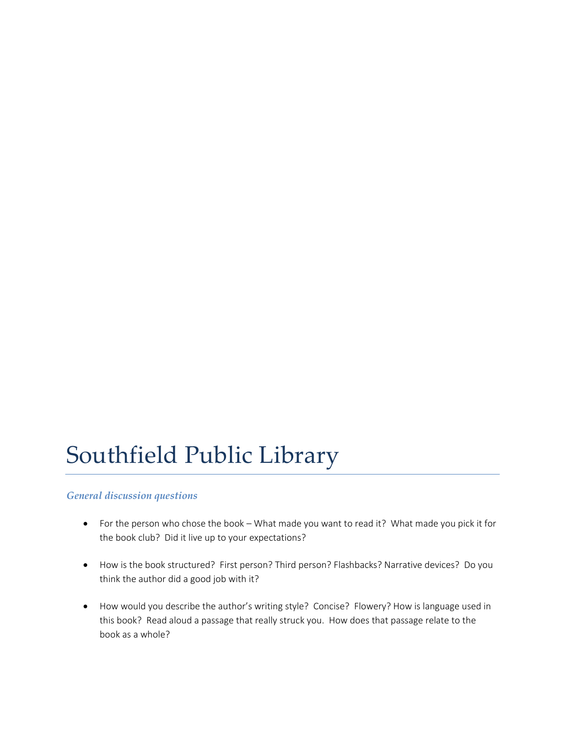# Southfield Public Library

### *General discussion questions*

- For the person who chose the book – What made you want to read it? What made you pick it for the book club? Did it live up to your expectations?
- How is the book structured? First person? Third person? Flashbacks? Narrative devices? Do you think the author did a good job with it?
- How would you describe the author's writing style? Concise? Flowery? How is language used in this book? Read aloud a passage that really struck you. How does that passage relate to the book as a whole?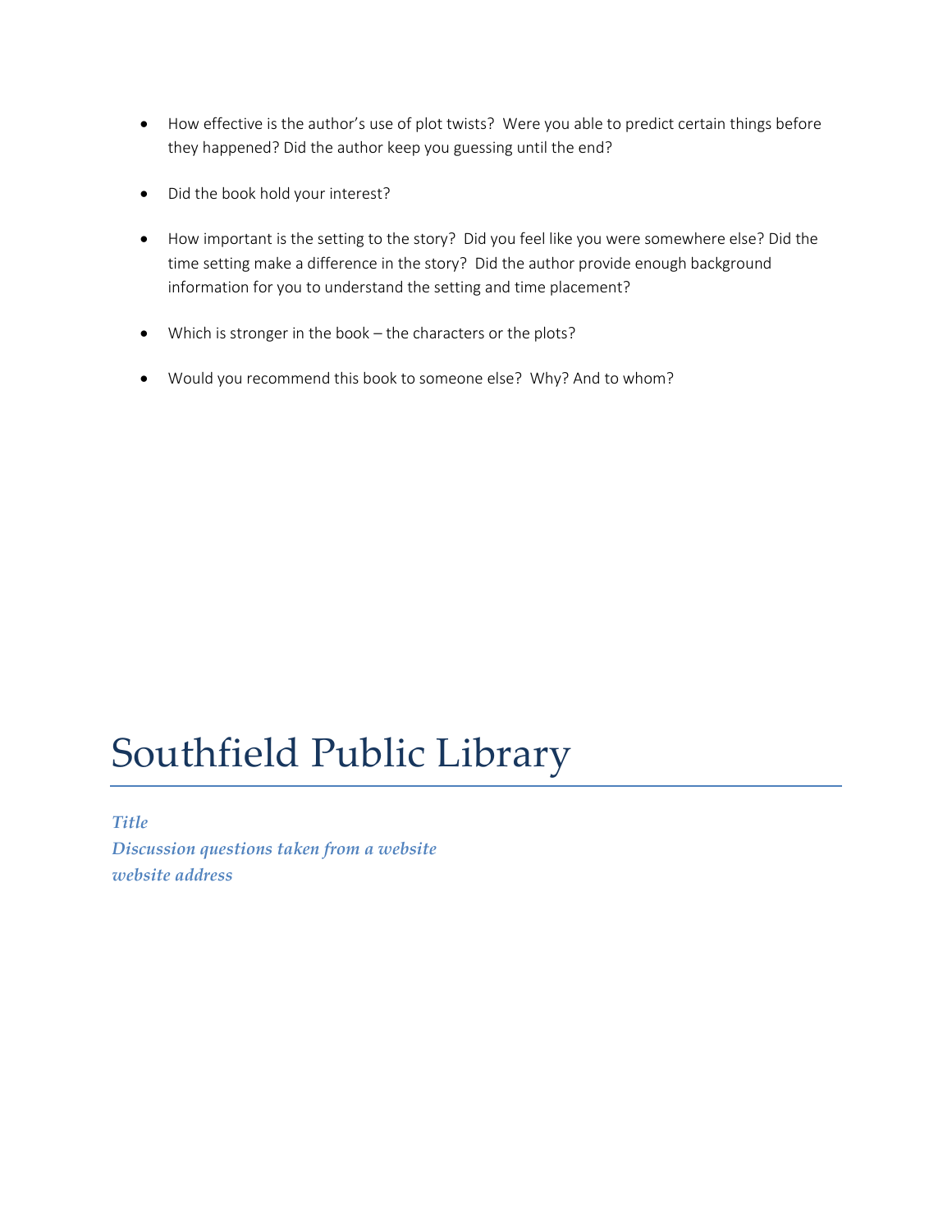- How effective is the author's use of plot twists? Were you able to predict certain things before they happened? Did the author keep you guessing until the end?
- Did the book hold your interest?
- How important is the setting to the story? Did you feel like you were somewhere else? Did the time setting make a difference in the story? Did the author provide enough background information for you to understand the setting and time placement?
- Which is stronger in the book – the characters or the plots?
- Would you recommend this book to someone else? Why? And to whom?

# Southfield Public Library

***Title***
***Discussion questions taken from a website***
***website address***